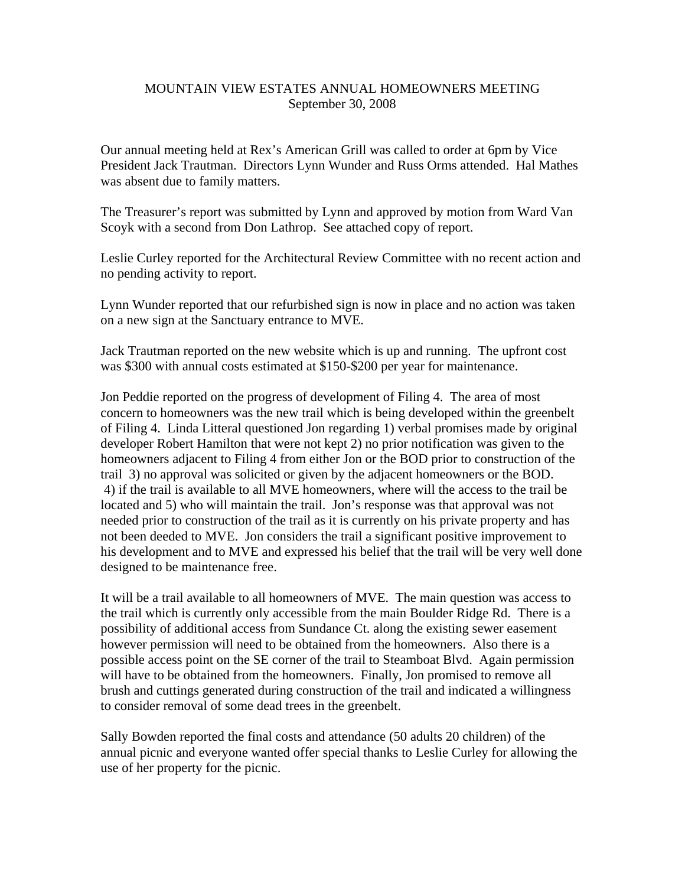# MOUNTAIN VIEW ESTATES ANNUAL HOMEOWNERS MEETING

September 30, 2008

Our annual meeting held at Rex's American Grill was called to order at 6pm by Vice President Jack Trautman. Directors Lynn Wunder and Russ Orms attended. Hal Mathes was absent due to family matters.

The Treasurer's report was submitted by Lynn and approved by motion from Ward Van Scoyk with a second from Don Lathrop. See attached copy of report.

Leslie Curley reported for the Architectural Review Committee with no recent action and no pending activity to report.

Lynn Wunder reported that our refurbished sign is now in place and no action was taken on a new sign at the Sanctuary entrance to MVE.

Jack Trautman reported on the new website which is up and running. The upfront cost was $300 with annual costs estimated at $150-$200 per year for maintenance.

Jon Peddie reported on the progress of development of Filing 4. The area of most concern to homeowners was the new trail which is being developed within the greenbelt of Filing 4. Linda Litteral questioned Jon regarding 1) verbal promises made by original developer Robert Hamilton that were not kept 2) no prior notification was given to the homeowners adjacent to Filing 4 from either Jon or the BOD prior to construction of the trail 3) no approval was solicited or given by the adjacent homeowners or the BOD. 4) if the trail is available to all MVE homeowners, where will the access to the trail be located and 5) who will maintain the trail. Jon's response was that approval was not needed prior to construction of the trail as it is currently on his private property and has not been deeded to MVE. Jon considers the trail a significant positive improvement to his development and to MVE and expressed his belief that the trail will be very well done designed to be maintenance free.

It will be a trail available to all homeowners of MVE. The main question was access to the trail which is currently only accessible from the main Boulder Ridge Rd. There is a possibility of additional access from Sundance Ct. along the existing sewer easement however permission will need to be obtained from the homeowners. Also there is a possible access point on the SE corner of the trail to Steamboat Blvd. Again permission will have to be obtained from the homeowners. Finally, Jon promised to remove all brush and cuttings generated during construction of the trail and indicated a willingness to consider removal of some dead trees in the greenbelt.

Sally Bowden reported the final costs and attendance (50 adults 20 children) of the annual picnic and everyone wanted offer special thanks to Leslie Curley for allowing the use of her property for the picnic.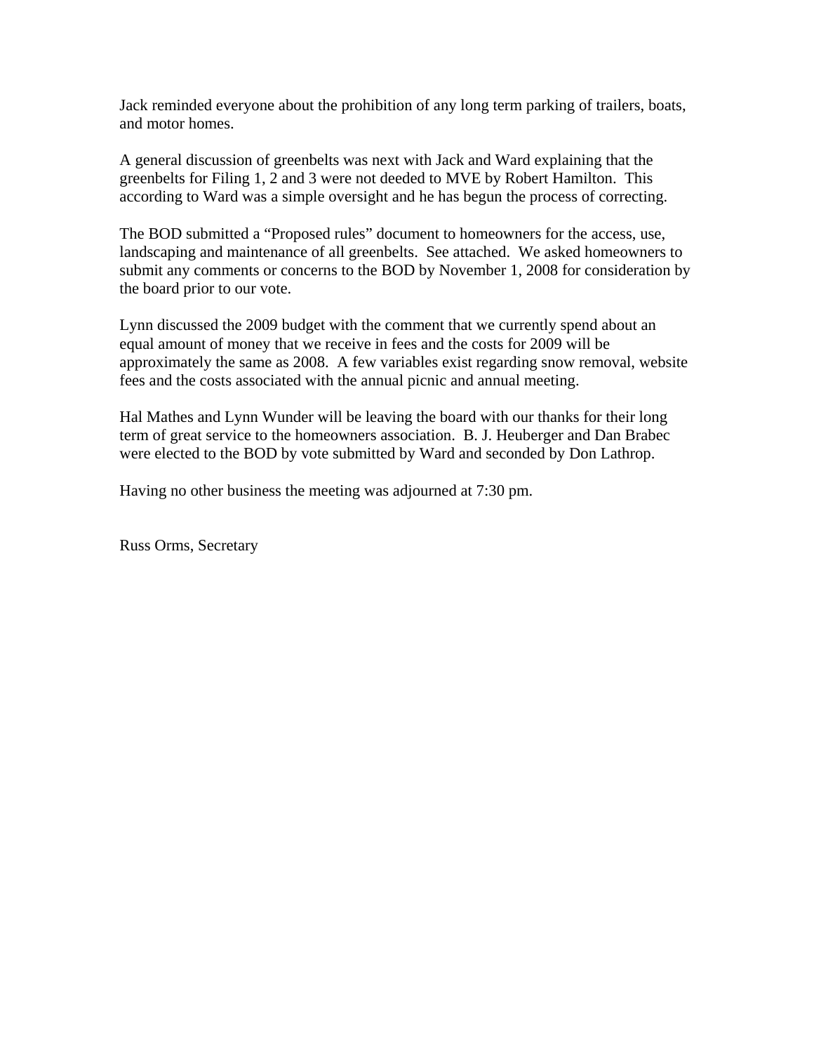Jack reminded everyone about the prohibition of any long term parking of trailers, boats, and motor homes.

A general discussion of greenbelts was next with Jack and Ward explaining that the greenbelts for Filing 1, 2 and 3 were not deeded to MVE by Robert Hamilton. This according to Ward was a simple oversight and he has begun the process of correcting.

The BOD submitted a "Proposed rules" document to homeowners for the access, use, landscaping and maintenance of all greenbelts. See attached. We asked homeowners to submit any comments or concerns to the BOD by November 1, 2008 for consideration by the board prior to our vote.

Lynn discussed the 2009 budget with the comment that we currently spend about an equal amount of money that we receive in fees and the costs for 2009 will be approximately the same as 2008. A few variables exist regarding snow removal, website fees and the costs associated with the annual picnic and annual meeting.

Hal Mathes and Lynn Wunder will be leaving the board with our thanks for their long term of great service to the homeowners association. B. J. Heuberger and Dan Brabec were elected to the BOD by vote submitted by Ward and seconded by Don Lathrop.

Having no other business the meeting was adjourned at 7:30 pm.

Russ Orms, Secretary